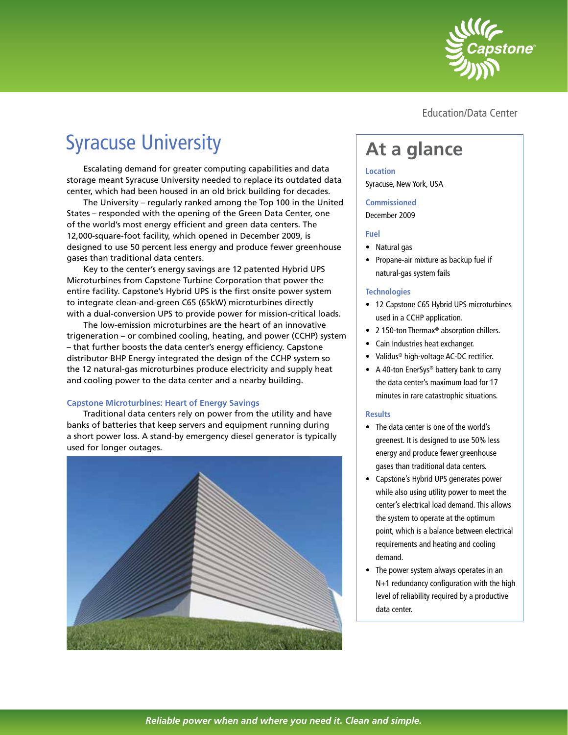Education/Data Center

# Syracuse University

Escalating demand for greater computing capabilities and data storage meant Syracuse University needed to replace its outdated data center, which had been housed in an old brick building for decades.

The University – regularly ranked among the Top 100 in the United States – responded with the opening of the Green Data Center, one of the world's most energy efficient and green data centers. The 12,000-square-foot facility, which opened in December 2009, is designed to use 50 percent less energy and produce fewer greenhouse gases than traditional data centers.

Key to the center's energy savings are 12 patented Hybrid UPS Microturbines from Capstone Turbine Corporation that power the entire facility. Capstone's Hybrid UPS is the first onsite power system to integrate clean-and-green C65 (65kW) microturbines directly with a dual-conversion UPS to provide power for mission-critical loads.

The low-emission microturbines are the heart of an innovative trigeneration – or combined cooling, heating, and power (CCHP) system – that further boosts the data center's energy efficiency. Capstone distributor BHP Energy integrated the design of the CCHP system so the 12 natural-gas microturbines produce electricity and supply heat and cooling power to the data center and a nearby building.

### Capstone Microturbines: Heart of Energy Savings

Traditional data centers rely on power from the utility and have banks of batteries that keep servers and equipment running during a short power loss. A stand-by emergency diesel generator is typically used for longer outages.

## At a glance

**Location**

Syracuse, New York, USA

**Commissioned**

December 2009

**Fuel**

- Natural gas
- Propane-air mixture as backup fuel if natural-gas system fails

**Technologies**

- 12 Capstone C65 Hybrid UPS microturbines used in a CCHP application.
- 2 150-ton Thermax® absorption chillers.
- Cain Industries heat exchanger.
- Validus® high-voltage AC-DC rectifier.
- A 40-ton EnerSys® battery bank to carry the data center's maximum load for 17 minutes in rare catastrophic situations.

**Results**

- The data center is one of the world's greenest. It is designed to use 50% less energy and produce fewer greenhouse gases than traditional data centers.
- Capstone's Hybrid UPS generates power while also using utility power to meet the center's electrical load demand. This allows the system to operate at the optimum point, which is a balance between electrical requirements and heating and cooling demand.
- The power system always operates in an N+1 redundancy configuration with the high level of reliability required by a productive data center.

*Reliable power when and where you need it. Clean and simple.*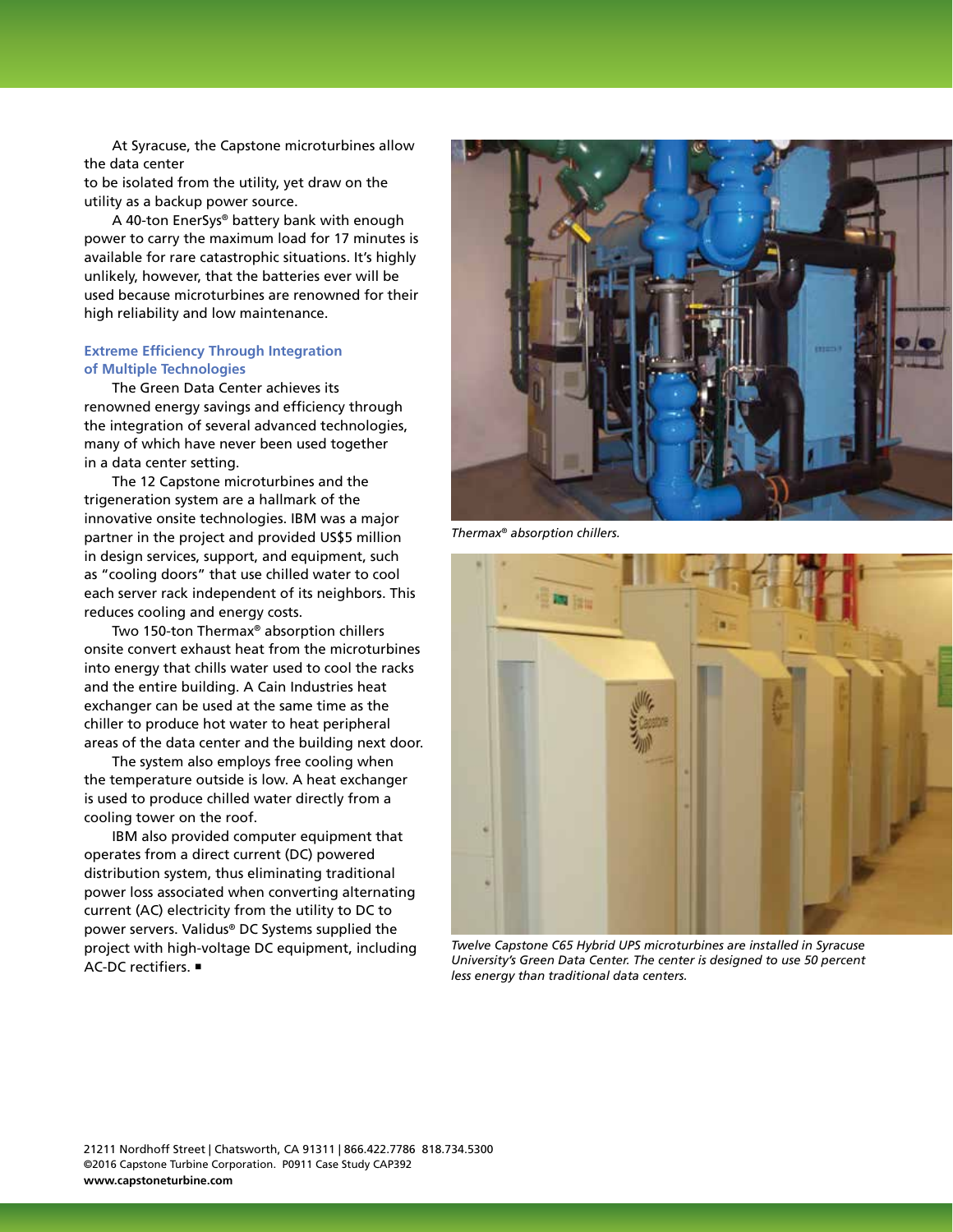At Syracuse, the Capstone microturbines allow the data center to be isolated from the utility, yet draw on the utility as a backup power source.

A 40-ton EnerSys® battery bank with enough power to carry the maximum load for 17 minutes is available for rare catastrophic situations. It's highly unlikely, however, that the batteries ever will be used because microturbines are renowned for their high reliability and low maintenance.

### Extreme Efficiency Through Integration of Multiple Technologies

The Green Data Center achieves its renowned energy savings and efficiency through the integration of several advanced technologies, many of which have never been used together in a data center setting.

The 12 Capstone microturbines and the trigeneration system are a hallmark of the innovative onsite technologies. IBM was a major partner in the project and provided US$5 million in design services, support, and equipment, such as "cooling doors" that use chilled water to cool each server rack independent of its neighbors. This reduces cooling and energy costs.

Two 150-ton Thermax® absorption chillers onsite convert exhaust heat from the microturbines into energy that chills water used to cool the racks and the entire building. A Cain Industries heat exchanger can be used at the same time as the chiller to produce hot water to heat peripheral areas of the data center and the building next door.

The system also employs free cooling when the temperature outside is low. A heat exchanger is used to produce chilled water directly from a cooling tower on the roof.

IBM also provided computer equipment that operates from a direct current (DC) powered distribution system, thus eliminating traditional power loss associated when converting alternating current (AC) electricity from the utility to DC to power servers. Validus® DC Systems supplied the project with high-voltage DC equipment, including AC-DC rectifiers. ■

*Thermax® absorption chillers.*

*Twelve Capstone C65 Hybrid UPS microturbines are installed in Syracuse University's Green Data Center. The center is designed to use 50 percent less energy than traditional data centers.*

21211 Nordhoff Street | Chatsworth, CA 91311 | 866.422.7786 818.734.5300
©2016 Capstone Turbine Corporation. P0911 Case Study CAP392
**www.capstoneturbine.com**